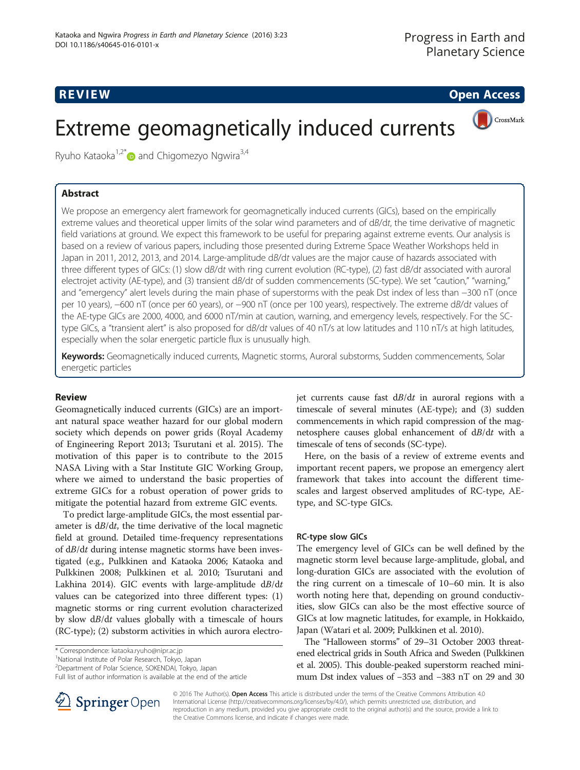REVIEW Open Access

# Extreme geomagnetically induced currents

Ryuho Kataoka[1,2*] and Chigomezyo Ngwira[3,4]

## Abstract

We propose an emergency alert framework for geomagnetically induced currents (GICs), based on the empirically extreme values and theoretical upper limits of the solar wind parameters and of d*B*/d*t*, the time derivative of magnetic field variations at ground. We expect this framework to be useful for preparing against extreme events. Our analysis is based on a review of various papers, including those presented during Extreme Space Weather Workshops held in Japan in 2011, 2012, 2013, and 2014. Large-amplitude d*B*/d*t* values are the major cause of hazards associated with three different types of GICs: (1) slow d*B*/d*t* with ring current evolution (RC-type), (2) fast d*B*/d*t* associated with auroral electrojet activity (AE-type), and (3) transient d*B*/d*t* of sudden commencements (SC-type). We set "caution," "warning," and "emergency" alert levels during the main phase of superstorms with the peak Dst index of less than −300 nT (once per 10 years), −600 nT (once per 60 years), or −900 nT (once per 100 years), respectively. The extreme d*B*/d*t* values of the AE-type GICs are 2000, 4000, and 6000 nT/min at caution, warning, and emergency levels, respectively. For the SC-type GICs, a "transient alert" is also proposed for d*B*/d*t* values of 40 nT/s at low latitudes and 110 nT/s at high latitudes, especially when the solar energetic particle flux is unusually high.

**Keywords:** Geomagnetically induced currents, Magnetic storms, Auroral substorms, Sudden commencements, Solar energetic particles

## Review

Geomagnetically induced currents (GICs) are an important natural space weather hazard for our global modern society which depends on power grids (Royal Academy of Engineering Report 2013; Tsurutani et al. 2015). The motivation of this paper is to contribute to the 2015 NASA Living with a Star Institute GIC Working Group, where we aimed to understand the basic properties of extreme GICs for a robust operation of power grids to mitigate the potential hazard from extreme GIC events.

To predict large-amplitude GICs, the most essential parameter is d*B*/d*t*, the time derivative of the local magnetic field at ground. Detailed time-frequency representations of d*B*/d*t* during intense magnetic storms have been investigated (e.g., Pulkkinen and Kataoka 2006; Kataoka and Pulkkinen 2008; Pulkkinen et al. 2010; Tsurutani and Lakhina 2014). GIC events with large-amplitude d*B*/d*t* values can be categorized into three different types: (1) magnetic storms or ring current evolution characterized by slow d*B*/d*t* values globally with a timescale of hours (RC-type); (2) substorm activities in which aurora electrojet currents cause fast d*B*/d*t* in auroral regions with a timescale of several minutes (AE-type); and (3) sudden commencements in which rapid compression of the magnetosphere causes global enhancement of d*B*/d*t* with a timescale of tens of seconds (SC-type).

Here, on the basis of a review of extreme events and important recent papers, we propose an emergency alert framework that takes into account the different timescales and largest observed amplitudes of RC-type, AE-type, and SC-type GICs.

### RC-type slow GICs

The emergency level of GICs can be well defined by the magnetic storm level because large-amplitude, global, and long-duration GICs are associated with the evolution of the ring current on a timescale of 10–60 min. It is also worth noting here that, depending on ground conductivities, slow GICs can also be the most effective source of GICs at low magnetic latitudes, for example, in Hokkaido, Japan (Watari et al. 2009; Pulkkinen et al. 2010).

The "Halloween storms" of 29–31 October 2003 threatened electrical grids in South Africa and Sweden (Pulkkinen et al. 2005). This double-peaked superstorm reached minimum Dst index values of −353 and −383 nT on 29 and 30

\* Correspondence: kataoka.ryuho@nipr.ac.jp
[1]National Institute of Polar Research, Tokyo, Japan
[2]Department of Polar Science, SOKENDAI, Tokyo, Japan
Full list of author information is available at the end of the article

© 2016 The Author(s). **Open Access** This article is distributed under the terms of the Creative Commons Attribution 4.0 International License (http://creativecommons.org/licenses/by/4.0/), which permits unrestricted use, distribution, and reproduction in any medium, provided you give appropriate credit to the original author(s) and the source, provide a link to the Creative Commons license, and indicate if changes were made.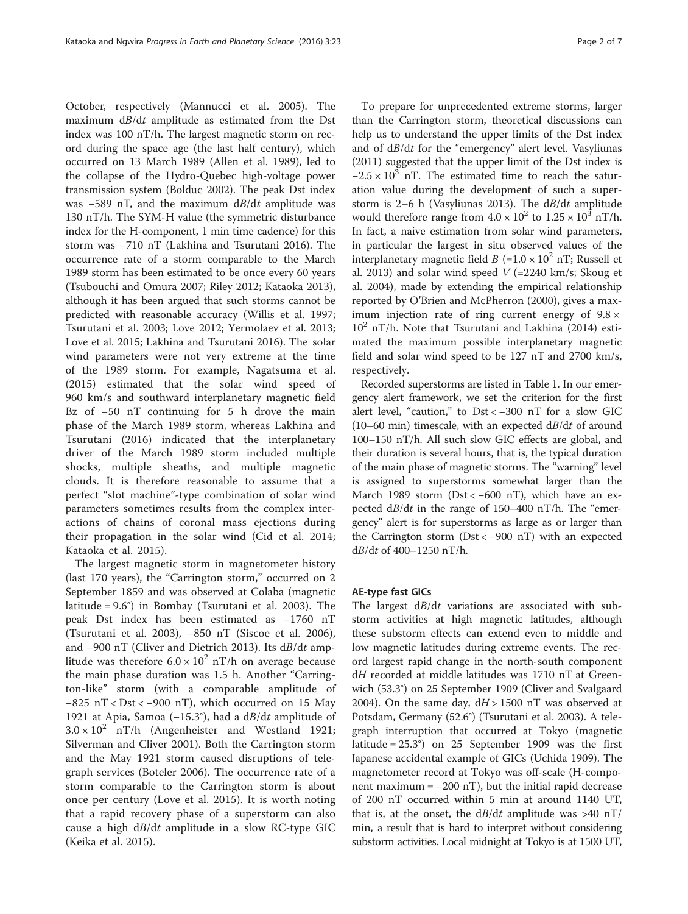October, respectively (Mannucci et al. 2005). The maximum d$B$/d$t$ amplitude as estimated from the Dst index was 100 nT/h. The largest magnetic storm on record during the space age (the last half century), which occurred on 13 March 1989 (Allen et al. 1989), led to the collapse of the Hydro-Quebec high-voltage power transmission system (Bolduc 2002). The peak Dst index was −589 nT, and the maximum d$B$/d$t$ amplitude was 130 nT/h. The SYM-H value (the symmetric disturbance index for the H-component, 1 min time cadence) for this storm was −710 nT (Lakhina and Tsurutani 2016). The occurrence rate of a storm comparable to the March 1989 storm has been estimated to be once every 60 years (Tsubouchi and Omura 2007; Riley 2012; Kataoka 2013), although it has been argued that such storms cannot be predicted with reasonable accuracy (Willis et al. 1997; Tsurutani et al. 2003; Love 2012; Yermolaev et al. 2013; Love et al. 2015; Lakhina and Tsurutani 2016). The solar wind parameters were not very extreme at the time of the 1989 storm. For example, Nagatsuma et al. (2015) estimated that the solar wind speed of 960 km/s and southward interplanetary magnetic field Bz of −50 nT continuing for 5 h drove the main phase of the March 1989 storm, whereas Lakhina and Tsurutani (2016) indicated that the interplanetary driver of the March 1989 storm included multiple shocks, multiple sheaths, and multiple magnetic clouds. It is therefore reasonable to assume that a perfect "slot machine"-type combination of solar wind parameters sometimes results from the complex interactions of chains of coronal mass ejections during their propagation in the solar wind (Cid et al. 2014; Kataoka et al. 2015).

The largest magnetic storm in magnetometer history (last 170 years), the "Carrington storm," occurred on 2 September 1859 and was observed at Colaba (magnetic latitude = 9.6°) in Bombay (Tsurutani et al. 2003). The peak Dst index has been estimated as −1760 nT (Tsurutani et al. 2003), −850 nT (Siscoe et al. 2006), and −900 nT (Cliver and Dietrich 2013). Its d$B$/d$t$ amplitude was therefore $6.0 \times 10^2$ nT/h on average because the main phase duration was 1.5 h. Another "Carrington-like" storm (with a comparable amplitude of −825 nT < Dst < −900 nT), which occurred on 15 May 1921 at Apia, Samoa (−15.3°), had a d$B$/d$t$ amplitude of $3.0 \times 10^2$ nT/h (Angenheister and Westland 1921; Silverman and Cliver 2001). Both the Carrington storm and the May 1921 storm caused disruptions of telegraph services (Boteler 2006). The occurrence rate of a storm comparable to the Carrington storm is about once per century (Love et al. 2015). It is worth noting that a rapid recovery phase of a superstorm can also cause a high d$B$/d$t$ amplitude in a slow RC-type GIC (Keika et al. 2015).

To prepare for unprecedented extreme storms, larger than the Carrington storm, theoretical discussions can help us to understand the upper limits of the Dst index and of d$B$/d$t$ for the "emergency" alert level. Vasyliunas (2011) suggested that the upper limit of the Dst index is $-2.5 \times 10^3$ nT. The estimated time to reach the saturation value during the development of such a superstorm is 2–6 h (Vasyliunas 2013). The d$B$/d$t$ amplitude would therefore range from $4.0 \times 10^2$ to $1.25 \times 10^3$ nT/h. In fact, a naive estimation from solar wind parameters, in particular the largest in situ observed values of the interplanetary magnetic field $B$ ($=1.0 \times 10^2$ nT; Russell et al. 2013) and solar wind speed $V$ (=2240 km/s; Skoug et al. 2004), made by extending the empirical relationship reported by O'Brien and McPherron (2000), gives a maximum injection rate of ring current energy of $9.8 \times 10^2$ nT/h. Note that Tsurutani and Lakhina (2014) estimated the maximum possible interplanetary magnetic field and solar wind speed to be 127 nT and 2700 km/s, respectively.

Recorded superstorms are listed in Table 1. In our emergency alert framework, we set the criterion for the first alert level, "caution," to Dst < −300 nT for a slow GIC (10–60 min) timescale, with an expected d$B$/d$t$ of around 100–150 nT/h. All such slow GIC effects are global, and their duration is several hours, that is, the typical duration of the main phase of magnetic storms. The "warning" level is assigned to superstorms somewhat larger than the March 1989 storm (Dst < −600 nT), which have an expected d$B$/d$t$ in the range of 150–400 nT/h. The "emergency" alert is for superstorms as large as or larger than the Carrington storm (Dst < −900 nT) with an expected d$B$/d$t$ of 400–1250 nT/h.

### AE-type fast GICs

The largest d$B$/d$t$ variations are associated with substorm activities at high magnetic latitudes, although these substorm effects can extend even to middle and low magnetic latitudes during extreme events. The record largest rapid change in the north-south component d$H$ recorded at middle latitudes was 1710 nT at Greenwich (53.3°) on 25 September 1909 (Cliver and Svalgaard 2004). On the same day, d$H$ > 1500 nT was observed at Potsdam, Germany (52.6°) (Tsurutani et al. 2003). A telegraph interruption that occurred at Tokyo (magnetic latitude = 25.3°) on 25 September 1909 was the first Japanese accidental example of GICs (Uchida 1909). The magnetometer record at Tokyo was off-scale (H-component maximum = −200 nT), but the initial rapid decrease of 200 nT occurred within 5 min at around 1140 UT, that is, at the onset, the d$B$/d$t$ amplitude was >40 nT/min, a result that is hard to interpret without considering substorm activities. Local midnight at Tokyo is at 1500 UT,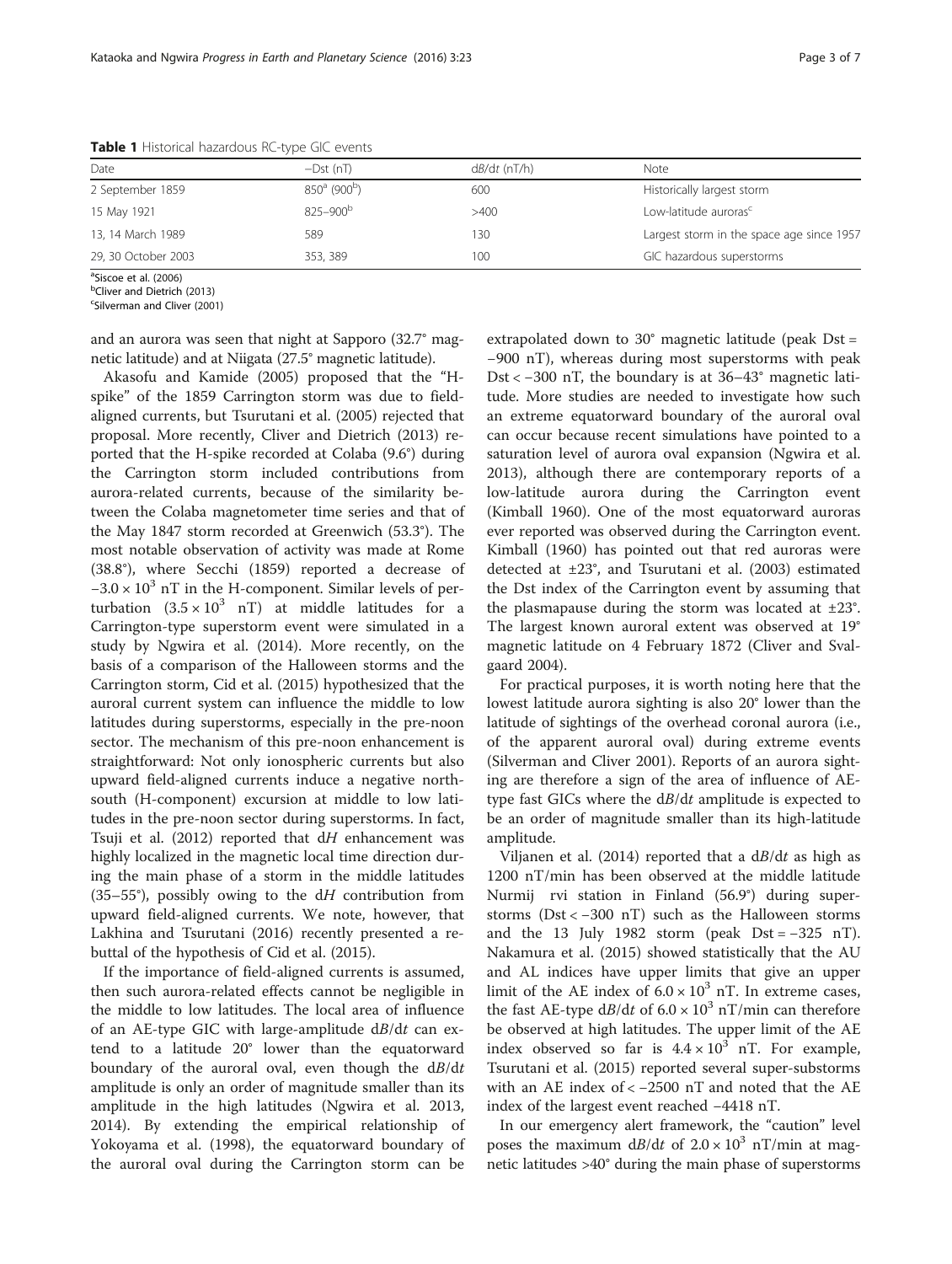**Table 1** Historical hazardous RC-type GIC events

| Date | −Dst (nT) | d*B*/d*t* (nT/h) | Note |
|---|---|---|---|
| 2 September 1859 | 850[a] (900[b]) | 600 | Historically largest storm |
| 15 May 1921 | 825–900[b] | >400 | Low-latitude auroras[c] |
| 13, 14 March 1989 | 589 | 130 | Largest storm in the space age since 1957 |
| 29, 30 October 2003 | 353, 389 | 100 | GIC hazardous superstorms |

[a]Siscoe et al. (2006)
[b]Cliver and Dietrich (2013)
[c]Silverman and Cliver (2001)

and an aurora was seen that night at Sapporo (32.7° magnetic latitude) and at Niigata (27.5° magnetic latitude).

Akasofu and Kamide (2005) proposed that the "H-spike" of the 1859 Carrington storm was due to field-aligned currents, but Tsurutani et al. (2005) rejected that proposal. More recently, Cliver and Dietrich (2013) reported that the H-spike recorded at Colaba (9.6°) during the Carrington storm included contributions from aurora-related currents, because of the similarity between the Colaba magnetometer time series and that of the May 1847 storm recorded at Greenwich (53.3°). The most notable observation of activity was made at Rome (38.8°), where Secchi (1859) reported a decrease of $-3.0 \times 10^3$ nT in the H-component. Similar levels of perturbation ($3.5 \times 10^3$ nT) at middle latitudes for a Carrington-type superstorm event were simulated in a study by Ngwira et al. (2014). More recently, on the basis of a comparison of the Halloween storms and the Carrington storm, Cid et al. (2015) hypothesized that the auroral current system can influence the middle to low latitudes during superstorms, especially in the pre-noon sector. The mechanism of this pre-noon enhancement is straightforward: Not only ionospheric currents but also upward field-aligned currents induce a negative north-south (H-component) excursion at middle to low latitudes in the pre-noon sector during superstorms. In fact, Tsuji et al. (2012) reported that d*H* enhancement was highly localized in the magnetic local time direction during the main phase of a storm in the middle latitudes (35–55°), possibly owing to the d*H* contribution from upward field-aligned currents. We note, however, that Lakhina and Tsurutani (2016) recently presented a rebuttal of the hypothesis of Cid et al. (2015).

If the importance of field-aligned currents is assumed, then such aurora-related effects cannot be negligible in the middle to low latitudes. The local area of influence of an AE-type GIC with large-amplitude d*B*/d*t* can extend to a latitude 20° lower than the equatorward boundary of the auroral oval, even though the d*B*/d*t* amplitude is only an order of magnitude smaller than its amplitude in the high latitudes (Ngwira et al. 2013, 2014). By extending the empirical relationship of Yokoyama et al. (1998), the equatorward boundary of the auroral oval during the Carrington storm can be extrapolated down to 30° magnetic latitude (peak Dst = −900 nT), whereas during most superstorms with peak Dst < −300 nT, the boundary is at 36–43° magnetic latitude. More studies are needed to investigate how such an extreme equatorward boundary of the auroral oval can occur because recent simulations have pointed to a saturation level of aurora oval expansion (Ngwira et al. 2013), although there are contemporary reports of a low-latitude aurora during the Carrington event (Kimball 1960). One of the most equatorward auroras ever reported was observed during the Carrington event. Kimball (1960) has pointed out that red auroras were detected at ±23°, and Tsurutani et al. (2003) estimated the Dst index of the Carrington event by assuming that the plasmapause during the storm was located at ±23°. The largest known auroral extent was observed at 19° magnetic latitude on 4 February 1872 (Cliver and Svalgaard 2004).

For practical purposes, it is worth noting here that the lowest latitude aurora sighting is also 20° lower than the latitude of sightings of the overhead coronal aurora (i.e., of the apparent auroral oval) during extreme events (Silverman and Cliver 2001). Reports of an aurora sighting are therefore a sign of the area of influence of AE-type fast GICs where the d*B*/d*t* amplitude is expected to be an order of magnitude smaller than its high-latitude amplitude.

Viljanen et al. (2014) reported that a d*B*/d*t* as high as 1200 nT/min has been observed at the middle latitude Nurmijärvi station in Finland (56.9°) during superstorms (Dst < −300 nT) such as the Halloween storms and the 13 July 1982 storm (peak Dst = −325 nT). Nakamura et al. (2015) showed statistically that the AU and AL indices have upper limits that give an upper limit of the AE index of $6.0 \times 10^3$ nT. In extreme cases, the fast AE-type d*B*/d*t* of $6.0 \times 10^3$ nT/min can therefore be observed at high latitudes. The upper limit of the AE index observed so far is $4.4 \times 10^3$ nT. For example, Tsurutani et al. (2015) reported several super-substorms with an AE index of < −2500 nT and noted that the AE index of the largest event reached −4418 nT.

In our emergency alert framework, the "caution" level poses the maximum d*B*/d*t* of $2.0 \times 10^3$ nT/min at magnetic latitudes >40° during the main phase of superstorms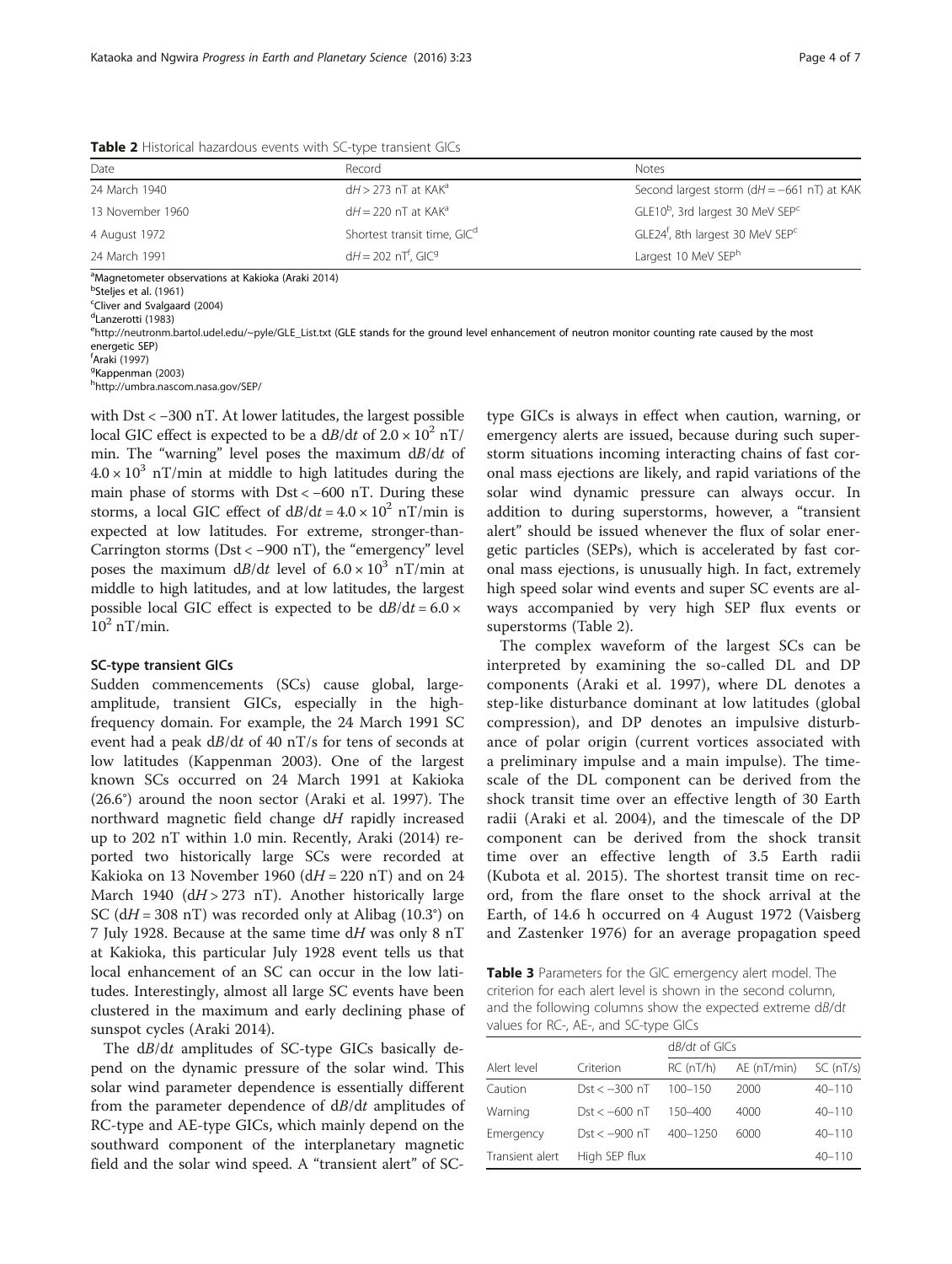**Table 2** Historical hazardous events with SC-type transient GICs

| Date | Record | Notes |
| --- | --- | --- |
| 24 March 1940 | $dH > 273$ nT at KAK[a] | Second largest storm ($dH = -661$ nT) at KAK |
| 13 November 1960 | $dH = 220$ nT at KAK[a] | GLE10[b], 3rd largest 30 MeV SEP[c] |
| 4 August 1972 | Shortest transit time, GIC[d] | GLE24[f], 8th largest 30 MeV SEP[c] |
| 24 March 1991 | $dH = 202$ nT[f], GIC[g] | Largest 10 MeV SEP[h] |

[a]Magnetometer observations at Kakioka (Araki 2014)
[b]Steljes et al. (1961)
[c]Cliver and Svalgaard (2004)
[d]Lanzerotti (1983)
[e]http://neutronm.bartol.udel.edu/~pyle/GLE_List.txt (GLE stands for the ground level enhancement of neutron monitor counting rate caused by the most energetic SEP)
[f]Araki (1997)
[g]Kappenman (2003)
[h]http://umbra.nascom.nasa.gov/SEP/

with Dst < −300 nT. At lower latitudes, the largest possible local GIC effect is expected to be a $dB/dt$ of $2.0 \times 10^2$ nT/min. The "warning" level poses the maximum $dB/dt$ of $4.0 \times 10^3$ nT/min at middle to high latitudes during the main phase of storms with Dst < −600 nT. During these storms, a local GIC effect of $dB/dt = 4.0 \times 10^2$ nT/min is expected at low latitudes. For extreme, stronger-than-Carrington storms (Dst < −900 nT), the "emergency" level poses the maximum $dB/dt$ level of $6.0 \times 10^3$ nT/min at middle to high latitudes, and at low latitudes, the largest possible local GIC effect is expected to be $dB/dt = 6.0 \times 10^2$ nT/min.

### SC-type transient GICs

Sudden commencements (SCs) cause global, large-amplitude, transient GICs, especially in the high-frequency domain. For example, the 24 March 1991 SC event had a peak $dB/dt$ of 40 nT/s for tens of seconds at low latitudes (Kappenman 2003). One of the largest known SCs occurred on 24 March 1991 at Kakioka (26.6°) around the noon sector (Araki et al. 1997). The northward magnetic field change $dH$ rapidly increased up to 202 nT within 1.0 min. Recently, Araki (2014) reported two historically large SCs were recorded at Kakioka on 13 November 1960 ($dH = 220$ nT) and on 24 March 1940 ($dH > 273$ nT). Another historically large SC ($dH = 308$ nT) was recorded only at Alibag (10.3°) on 7 July 1928. Because at the same time $dH$ was only 8 nT at Kakioka, this particular July 1928 event tells us that local enhancement of an SC can occur in the low latitudes. Interestingly, almost all large SC events have been clustered in the maximum and early declining phase of sunspot cycles (Araki 2014).

The $dB/dt$ amplitudes of SC-type GICs basically depend on the dynamic pressure of the solar wind. This solar wind parameter dependence is essentially different from the parameter dependence of $dB/dt$ amplitudes of RC-type and AE-type GICs, which mainly depend on the southward component of the interplanetary magnetic field and the solar wind speed. A "transient alert" of SC-type GICs is always in effect when caution, warning, or emergency alerts are issued, because during such superstorm situations incoming interacting chains of fast coronal mass ejections are likely, and rapid variations of the solar wind dynamic pressure can always occur. In addition to during superstorms, however, a "transient alert" should be issued whenever the flux of solar energetic particles (SEPs), which is accelerated by fast coronal mass ejections, is unusually high. In fact, extremely high speed solar wind events and super SC events are always accompanied by very high SEP flux events or superstorms (Table 2).

The complex waveform of the largest SCs can be interpreted by examining the so-called DL and DP components (Araki et al. 1997), where DL denotes a step-like disturbance dominant at low latitudes (global compression), and DP denotes an impulsive disturbance of polar origin (current vortices associated with a preliminary impulse and a main impulse). The timescale of the DL component can be derived from the shock transit time over an effective length of 30 Earth radii (Araki et al. 2004), and the timescale of the DP component can be derived from the shock transit time over an effective length of 3.5 Earth radii (Kubota et al. 2015). The shortest transit time on record, from the flare onset to the shock arrival at the Earth, of 14.6 h occurred on 4 August 1972 (Vaisberg and Zastenker 1976) for an average propagation speed

**Table 3** Parameters for the GIC emergency alert model. The criterion for each alert level is shown in the second column, and the following columns show the expected extreme $dB/dt$ values for RC-, AE-, and SC-type GICs

| Alert level | Criterion | $dB/dt$ of GICs | | |
| --- | --- | --- | --- | --- |
| | | RC (nT/h) | AE (nT/min) | SC (nT/s) |
| Caution | Dst < −300 nT | 100–150 | 2000 | 40–110 |
| Warning | Dst < −600 nT | 150–400 | 4000 | 40–110 |
| Emergency | Dst < −900 nT | 400–1250 | 6000 | 40–110 |
| Transient alert | High SEP flux | | | 40–110 |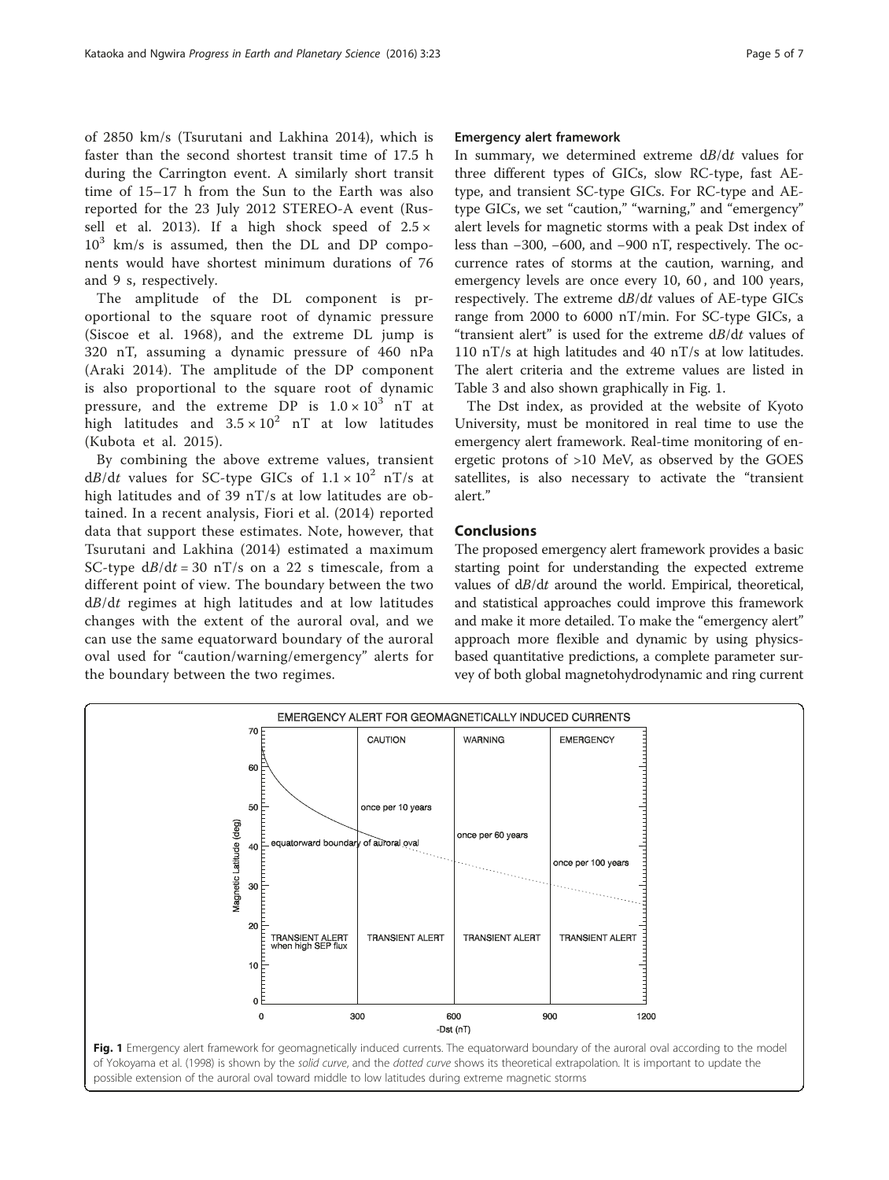of 2850 km/s (Tsurutani and Lakhina 2014), which is faster than the second shortest transit time of 17.5 h during the Carrington event. A similarly short transit time of 15–17 h from the Sun to the Earth was also reported for the 23 July 2012 STEREO-A event (Russell et al. 2013). If a high shock speed of $2.5 \times 10^3$ km/s is assumed, then the DL and DP components would have shortest minimum durations of 76 and 9 s, respectively.

The amplitude of the DL component is proportional to the square root of dynamic pressure (Siscoe et al. 1968), and the extreme DL jump is 320 nT, assuming a dynamic pressure of 460 nPa (Araki 2014). The amplitude of the DP component is also proportional to the square root of dynamic pressure, and the extreme DP is $1.0 \times 10^3$ nT at high latitudes and $3.5 \times 10^2$ nT at low latitudes (Kubota et al. 2015).

By combining the above extreme values, transient $dB/dt$ values for SC-type GICs of $1.1 \times 10^2$ nT/s at high latitudes and of 39 nT/s at low latitudes are obtained. In a recent analysis, Fiori et al. (2014) reported data that support these estimates. Note, however, that Tsurutani and Lakhina (2014) estimated a maximum SC-type $dB/dt = 30$ nT/s on a 22 s timescale, from a different point of view. The boundary between the two $dB/dt$ regimes at high latitudes and at low latitudes changes with the extent of the auroral oval, and we can use the same equatorward boundary of the auroral oval used for "caution/warning/emergency" alerts for the boundary between the two regimes.

### Emergency alert framework

In summary, we determined extreme $dB/dt$ values for three different types of GICs, slow RC-type, fast AE-type, and transient SC-type GICs. For RC-type and AE-type GICs, we set "caution," "warning," and "emergency" alert levels for magnetic storms with a peak Dst index of less than −300, −600, and −900 nT, respectively. The occurrence rates of storms at the caution, warning, and emergency levels are once every 10, 60 , and 100 years, respectively. The extreme $dB/dt$ values of AE-type GICs range from 2000 to 6000 nT/min. For SC-type GICs, a "transient alert" is used for the extreme $dB/dt$ values of 110 nT/s at high latitudes and 40 nT/s at low latitudes. The alert criteria and the extreme values are listed in Table 3 and also shown graphically in Fig. 1.

The Dst index, as provided at the website of Kyoto University, must be monitored in real time to use the emergency alert framework. Real-time monitoring of energetic protons of >10 MeV, as observed by the GOES satellites, is also necessary to activate the "transient alert."

## Conclusions

The proposed emergency alert framework provides a basic starting point for understanding the expected extreme values of $dB/dt$ around the world. Empirical, theoretical, and statistical approaches could improve this framework and make it more detailed. To make the "emergency alert" approach more flexible and dynamic by using physics-based quantitative predictions, a complete parameter survey of both global magnetohydrodynamic and ring current

**Fig. 1** Emergency alert framework for geomagnetically induced currents. The equatorward boundary of the auroral oval according to the model of Yokoyama et al. (1998) is shown by the *solid curve*, and the *dotted curve* shows its theoretical extrapolation. It is important to update the possible extension of the auroral oval toward middle to low latitudes during extreme magnetic storms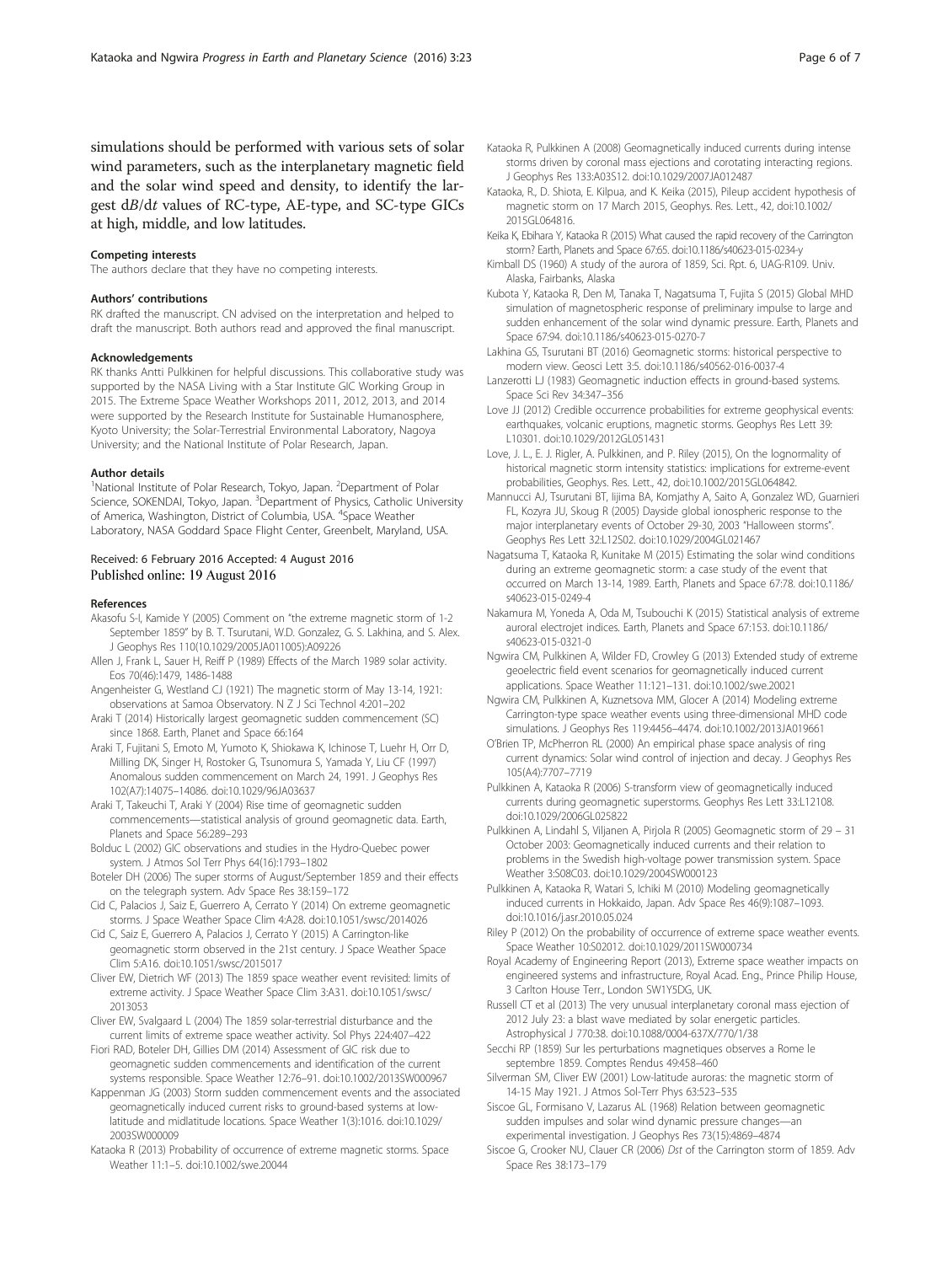simulations should be performed with various sets of solar wind parameters, such as the interplanetary magnetic field and the solar wind speed and density, to identify the largest $dB/dt$ values of RC-type, AE-type, and SC-type GICs at high, middle, and low latitudes.

#### Competing interests
The authors declare that they have no competing interests.

#### Authors' contributions
RK drafted the manuscript. CN advised on the interpretation and helped to draft the manuscript. Both authors read and approved the final manuscript.

#### Acknowledgements
RK thanks Antti Pulkkinen for helpful discussions. This collaborative study was supported by the NASA Living with a Star Institute GIC Working Group in 2015. The Extreme Space Weather Workshops 2011, 2012, 2013, and 2014 were supported by the Research Institute for Sustainable Humanosphere, Kyoto University; the Solar-Terrestrial Environmental Laboratory, Nagoya University; and the National Institute of Polar Research, Japan.

#### Author details
[1]National Institute of Polar Research, Tokyo, Japan. [2]Department of Polar Science, SOKENDAI, Tokyo, Japan. [3]Department of Physics, Catholic University of America, Washington, District of Columbia, USA. [4]Space Weather Laboratory, NASA Goddard Space Flight Center, Greenbelt, Maryland, USA.

Received: 6 February 2016 Accepted: 4 August 2016
Published online: 19 August 2016

#### References
Akasofu S-I, Kamide Y (2005) Comment on "the extreme magnetic storm of 1-2 September 1859" by B. T. Tsurutani, W.D. Gonzalez, G. S. Lakhina, and S. Alex. J Geophys Res 110(10.1029/2005JA011005):A09226

Allen J, Frank L, Sauer H, Reiff P (1989) Effects of the March 1989 solar activity. Eos 70(46):1479, 1486-1488

Angenheister G, Westland CJ (1921) The magnetic storm of May 13-14, 1921: observations at Samoa Observatory. N Z J Sci Technol 4:201–202

Araki T (2014) Historically largest geomagnetic sudden commencement (SC) since 1868. Earth, Planet and Space 66:164

Araki T, Fujitani S, Emoto M, Yumoto K, Shiokawa K, Ichinose T, Luehr H, Orr D, Milling DK, Singer H, Rostoker G, Tsunomura S, Yamada Y, Liu CF (1997) Anomalous sudden commencement on March 24, 1991. J Geophys Res 102(A7):14075–14086. doi:10.1029/96JA03637

Araki T, Takeuchi T, Araki Y (2004) Rise time of geomagnetic sudden commencements—statistical analysis of ground geomagnetic data. Earth, Planets and Space 56:289–293

Bolduc L (2002) GIC observations and studies in the Hydro-Quebec power system. J Atmos Sol Terr Phys 64(16):1793–1802

Boteler DH (2006) The super storms of August/September 1859 and their effects on the telegraph system. Adv Space Res 38:159–172

Cid C, Palacios J, Saiz E, Guerrero A, Cerrato Y (2014) On extreme geomagnetic storms. J Space Weather Space Clim 4:A28. doi:10.1051/swsc/2014026

Cid C, Saiz E, Guerrero A, Palacios J, Cerrato Y (2015) A Carrington-like geomagnetic storm observed in the 21st century. J Space Weather Space Clim 5:A16. doi:10.1051/swsc/2015017

Cliver EW, Dietrich WF (2013) The 1859 space weather event revisited: limits of extreme activity. J Space Weather Space Clim 3:A31. doi:10.1051/swsc/2013053

Cliver EW, Svalgaard L (2004) The 1859 solar-terrestrial disturbance and the current limits of extreme space weather activity. Sol Phys 224:407–422

Fiori RAD, Boteler DH, Gillies DM (2014) Assessment of GIC risk due to geomagnetic sudden commencements and identification of the current systems responsible. Space Weather 12:76–91. doi:10.1002/2013SW000967

Kappenman JG (2003) Storm sudden commencement events and the associated geomagnetically induced current risks to ground-based systems at low-latitude and midlatitude locations. Space Weather 1(3):1016. doi:10.1029/2003SW000009

Kataoka R (2013) Probability of occurrence of extreme magnetic storms. Space Weather 11:1–5. doi:10.1002/swe.20044

Kataoka R, Pulkkinen A (2008) Geomagnetically induced currents during intense storms driven by coronal mass ejections and corotating interacting regions. J Geophys Res 133:A03S12. doi:10.1029/2007JA012487

Kataoka, R., D. Shiota, E. Kilpua, and K. Keika (2015), Pileup accident hypothesis of magnetic storm on 17 March 2015, Geophys. Res. Lett., 42, doi:10.1002/2015GL064816.

Keika K, Ebihara Y, Kataoka R (2015) What caused the rapid recovery of the Carrington storm? Earth, Planets and Space 67:65. doi:10.1186/s40623-015-0234-y

Kimball DS (1960) A study of the aurora of 1859, Sci. Rpt. 6, UAG-R109. Univ. Alaska, Fairbanks, Alaska

Kubota Y, Kataoka R, Den M, Tanaka T, Nagatsuma T, Fujita S (2015) Global MHD simulation of magnetospheric response of preliminary impulse to large and sudden enhancement of the solar wind dynamic pressure. Earth, Planets and Space 67:94. doi:10.1186/s40623-015-0270-7

Lakhina GS, Tsurutani BT (2016) Geomagnetic storms: historical perspective to modern view. Geosci Lett 3:5. doi:10.1186/s40562-016-0037-4

Lanzerotti LJ (1983) Geomagnetic induction effects in ground-based systems. Space Sci Rev 34:347–356

Love JJ (2012) Credible occurrence probabilities for extreme geophysical events: earthquakes, volcanic eruptions, magnetic storms. Geophys Res Lett 39:L10301. doi:10.1029/2012GL051431

Love, J. L., E. J. Rigler, A. Pulkkinen, and P. Riley (2015), On the lognormality of historical magnetic storm intensity statistics: implications for extreme-event probabilities, Geophys. Res. Lett., 42, doi:10.1002/2015GL064842.

Mannucci AJ, Tsurutani BT, Iijima BA, Komjathy A, Saito A, Gonzalez WD, Guarnieri FL, Kozyra JU, Skoug R (2005) Dayside global ionospheric response to the major interplanetary events of October 29-30, 2003 "Halloween storms". Geophys Res Lett 32:L12S02. doi:10.1029/2004GL021467

Nagatsuma T, Kataoka R, Kunitake M (2015) Estimating the solar wind conditions during an extreme geomagnetic storm: a case study of the event that occurred on March 13-14, 1989. Earth, Planets and Space 67:78. doi:10.1186/s40623-015-0249-4

Nakamura M, Yoneda A, Oda M, Tsubouchi K (2015) Statistical analysis of extreme auroral electrojet indices. Earth, Planets and Space 67:153. doi:10.1186/s40623-015-0321-0

Ngwira CM, Pulkkinen A, Wilder FD, Crowley G (2013) Extended study of extreme geoelectric field event scenarios for geomagnetically induced current applications. Space Weather 11:121–131. doi:10.1002/swe.20021

Ngwira CM, Pulkkinen A, Kuznetsova MM, Glocer A (2014) Modeling extreme Carrington-type space weather events using three-dimensional MHD code simulations. J Geophys Res 119:4456–4474. doi:10.1002/2013JA019661

O'Brien TP, McPherron RL (2000) An empirical phase space analysis of ring current dynamics: Solar wind control of injection and decay. J Geophys Res 105(A4):7707–7719

Pulkkinen A, Kataoka R (2006) S-transform view of geomagnetically induced currents during geomagnetic superstorms. Geophys Res Lett 33:L12108. doi:10.1029/2006GL025822

Pulkkinen A, Lindahl S, Viljanen A, Pirjola R (2005) Geomagnetic storm of 29 – 31 October 2003: Geomagnetically induced currents and their relation to problems in the Swedish high-voltage power transmission system. Space Weather 3:S08C03. doi:10.1029/2004SW000123

Pulkkinen A, Kataoka R, Watari S, Ichiki M (2010) Modeling geomagnetically induced currents in Hokkaido, Japan. Adv Space Res 46(9):1087–1093. doi:10.1016/j.asr.2010.05.024

Riley P (2012) On the probability of occurrence of extreme space weather events. Space Weather 10:S02012. doi:10.1029/2011SW000734

Royal Academy of Engineering Report (2013), Extreme space weather impacts on engineered systems and infrastructure, Royal Acad. Eng., Prince Philip House, 3 Carlton House Terr., London SW1Y5DG, UK.

Russell CT et al (2013) The very unusual interplanetary coronal mass ejection of 2012 July 23: a blast wave mediated by solar energetic particles. Astrophysical J 770:38. doi:10.1088/0004-637X/770/1/38

Secchi RP (1859) Sur les perturbations magnetiques observes a Rome le septembre 1859. Comptes Rendus 49:458–460

Silverman SM, Cliver EW (2001) Low-latitude auroras: the magnetic storm of 14-15 May 1921. J Atmos Sol-Terr Phys 63:523–535

Siscoe GL, Formisano V, Lazarus AL (1968) Relation between geomagnetic sudden impulses and solar wind dynamic pressure changes—an experimental investigation. J Geophys Res 73(15):4869–4874

Siscoe G, Crooker NU, Clauer CR (2006) *Dst* of the Carrington storm of 1859. Adv Space Res 38:173–179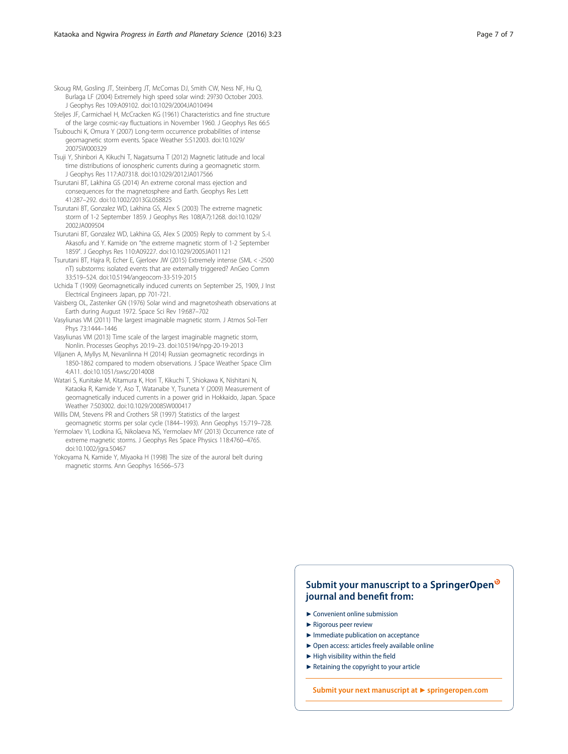Skoug RM, Gosling JT, Steinberg JT, McComas DJ, Smith CW, Ness NF, Hu Q, Burlaga LF (2004) Extremely high speed solar wind: 29?30 October 2003. J Geophys Res 109:A09102. doi:10.1029/2004JA010494

Steljes JF, Carmichael H, McCracken KG (1961) Characteristics and fine structure of the large cosmic-ray fluctuations in November 1960. J Geophys Res 66:5

Tsubouchi K, Omura Y (2007) Long-term occurrence probabilities of intense geomagnetic storm events. Space Weather 5:S12003. doi:10.1029/2007SW000329

Tsuji Y, Shinbori A, Kikuchi T, Nagatsuma T (2012) Magnetic latitude and local time distributions of ionospheric currents during a geomagnetic storm. J Geophys Res 117:A07318. doi:10.1029/2012JA017566

Tsurutani BT, Lakhina GS (2014) An extreme coronal mass ejection and consequences for the magnetosphere and Earth. Geophys Res Lett 41:287–292. doi:10.1002/2013GL058825

Tsurutani BT, Gonzalez WD, Lakhina GS, Alex S (2003) The extreme magnetic storm of 1-2 September 1859. J Geophys Res 108(A7):1268. doi:10.1029/2002JA009504

Tsurutani BT, Gonzalez WD, Lakhina GS, Alex S (2005) Reply to comment by S.-I. Akasofu and Y. Kamide on "the extreme magnetic storm of 1-2 September 1859". J Geophys Res 110:A09227. doi:10.1029/2005JA011121

Tsurutani BT, Hajra R, Echer E, Gjerloev JW (2015) Extremely intense (SML < -2500 nT) substorms: isolated events that are externally triggered? AnGeo Comm 33:519–524. doi:10.5194/angeocom-33-519-2015

Uchida T (1909) Geomagnetically induced currents on September 25, 1909, J Inst Electrical Engineers Japan, pp 701-721.

Vaisberg OL, Zastenker GN (1976) Solar wind and magnetosheath observations at Earth during August 1972. Space Sci Rev 19:687–702

Vasyliunas VM (2011) The largest imaginable magnetic storm. J Atmos Sol-Terr Phys 73:1444–1446

Vasyliunas VM (2013) Time scale of the largest imaginable magnetic storm, Nonlin. Processes Geophys 20:19–23. doi:10.5194/npg-20-19-2013

Viljanen A, Myllys M, Nevanlinna H (2014) Russian geomagnetic recordings in 1850-1862 compared to modern observations. J Space Weather Space Clim 4:A11. doi:10.1051/swsc/2014008

Watari S, Kunitake M, Kitamura K, Hori T, Kikuchi T, Shiokawa K, Nishitani N, Kataoka R, Kamide Y, Aso T, Watanabe Y, Tsuneta Y (2009) Measurement of geomagnetically induced currents in a power grid in Hokkaido, Japan. Space Weather 7:S03002. doi:10.1029/2008SW000417

Willis DM, Stevens PR and Crothers SR (1997) Statistics of the largest geomagnetic storms per solar cycle (1844–1993). Ann Geophys 15:719–728.

Yermolaev YI, Lodkina IG, Nikolaeva NS, Yermolaev MY (2013) Occurrence rate of extreme magnetic storms. J Geophys Res Space Physics 118:4760–4765. doi:10.1002/jgra.50467

Yokoyama N, Kamide Y, Miyaoka H (1998) The size of the auroral belt during magnetic storms. Ann Geophys 16:566–573

**Submit your manuscript to a SpringerOpen journal and benefit from:**

- ► Convenient online submission
- ► Rigorous peer review
- ► Immediate publication on acceptance
- ► Open access: articles freely available online
- ► High visibility within the field
- ► Retaining the copyright to your article

**Submit your next manuscript at ► springeropen.com**